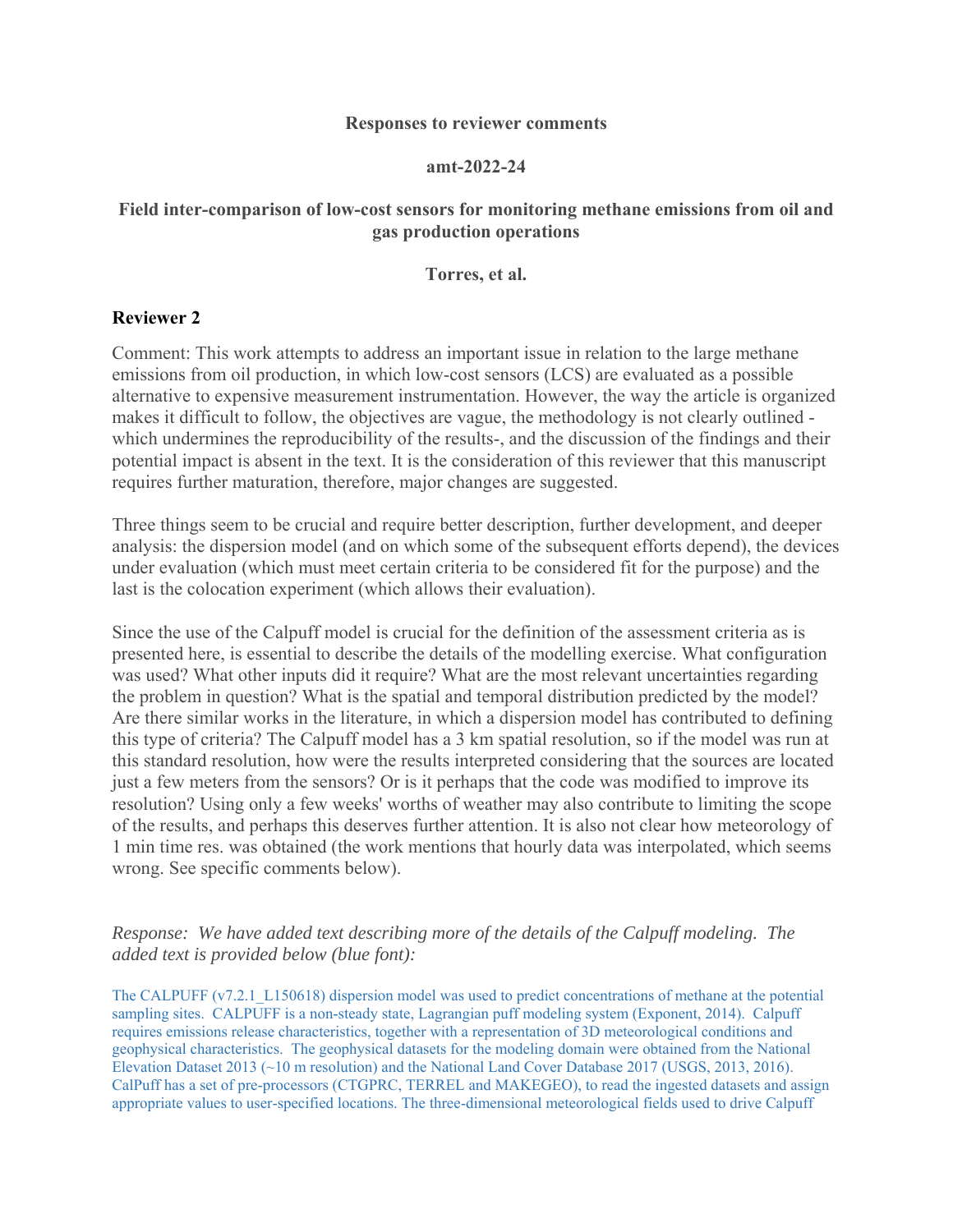**Responses to reviewer comments**

**amt-2022-24**

**Field inter-comparison of low-cost sensors for monitoring methane emissions from oil and gas production operations**

**Torres, et al.**

## Reviewer 2

Comment: This work attempts to address an important issue in relation to the large methane emissions from oil production, in which low-cost sensors (LCS) are evaluated as a possible alternative to expensive measurement instrumentation. However, the way the article is organized makes it difficult to follow, the objectives are vague, the methodology is not clearly outlined - which undermines the reproducibility of the results-, and the discussion of the findings and their potential impact is absent in the text. It is the consideration of this reviewer that this manuscript requires further maturation, therefore, major changes are suggested.

Three things seem to be crucial and require better description, further development, and deeper analysis: the dispersion model (and on which some of the subsequent efforts depend), the devices under evaluation (which must meet certain criteria to be considered fit for the purpose) and the last is the colocation experiment (which allows their evaluation).

Since the use of the Calpuff model is crucial for the definition of the assessment criteria as is presented here, is essential to describe the details of the modelling exercise. What configuration was used? What other inputs did it require? What are the most relevant uncertainties regarding the problem in question? What is the spatial and temporal distribution predicted by the model? Are there similar works in the literature, in which a dispersion model has contributed to defining this type of criteria? The Calpuff model has a 3 km spatial resolution, so if the model was run at this standard resolution, how were the results interpreted considering that the sources are located just a few meters from the sensors? Or is it perhaps that the code was modified to improve its resolution? Using only a few weeks' worths of weather may also contribute to limiting the scope of the results, and perhaps this deserves further attention. It is also not clear how meteorology of 1 min time res. was obtained (the work mentions that hourly data was interpolated, which seems wrong. See specific comments below).

*Response: We have added text describing more of the details of the Calpuff modeling. The added text is provided below (blue font):*

The CALPUFF (v7.2.1_L150618) dispersion model was used to predict concentrations of methane at the potential sampling sites. CALPUFF is a non-steady state, Lagrangian puff modeling system (Exponent, 2014). Calpuff requires emissions release characteristics, together with a representation of 3D meteorological conditions and geophysical characteristics. The geophysical datasets for the modeling domain were obtained from the National Elevation Dataset 2013 (~10 m resolution) and the National Land Cover Database 2017 (USGS, 2013, 2016). CalPuff has a set of pre-processors (CTGPRC, TERREL and MAKEGEO), to read the ingested datasets and assign appropriate values to user-specified locations. The three-dimensional meteorological fields used to drive Calpuff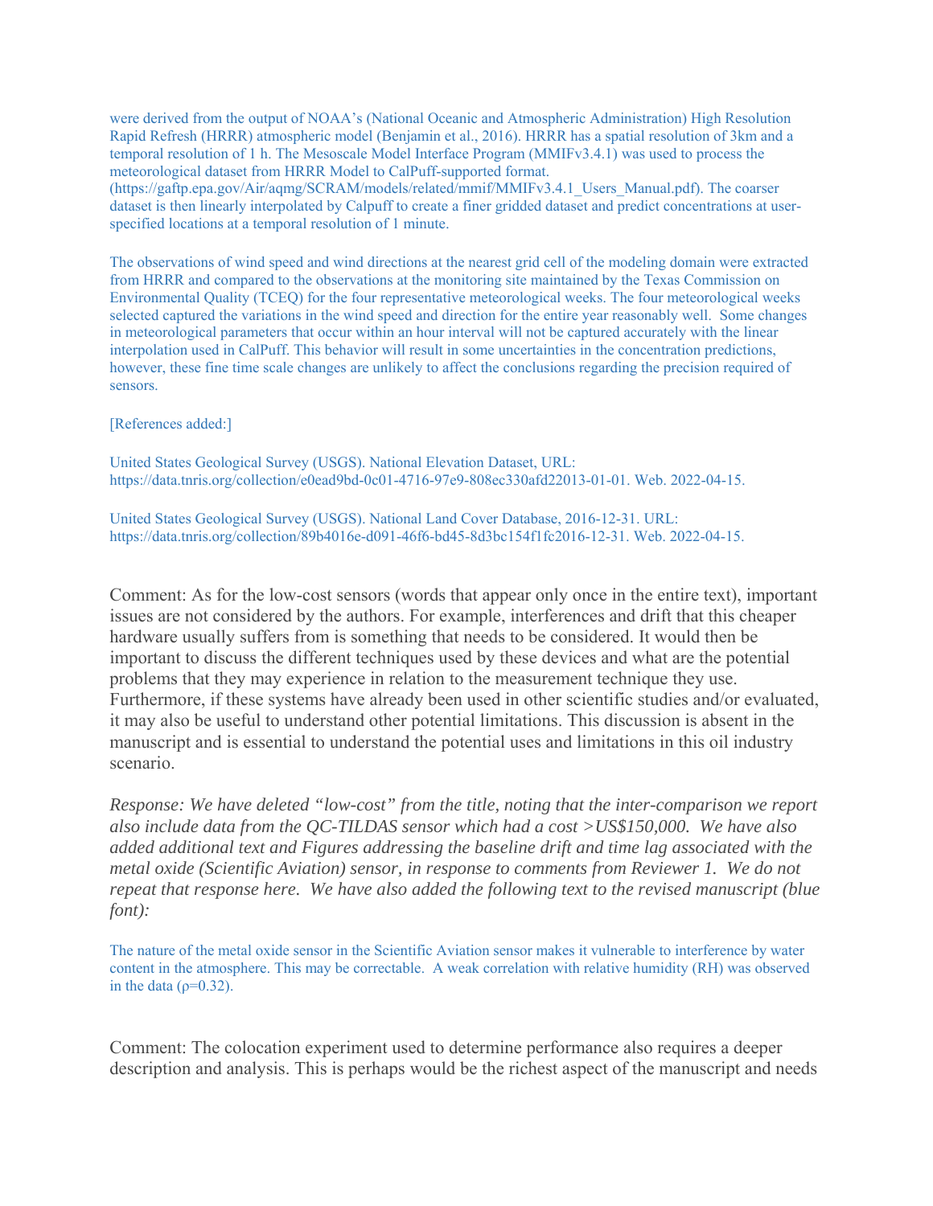were derived from the output of NOAA's (National Oceanic and Atmospheric Administration) High Resolution Rapid Refresh (HRRR) atmospheric model (Benjamin et al., 2016). HRRR has a spatial resolution of 3km and a temporal resolution of 1 h. The Mesoscale Model Interface Program (MMIFv3.4.1) was used to process the meteorological dataset from HRRR Model to CalPuff-supported format. (https://gaftp.epa.gov/Air/aqmg/SCRAM/models/related/mmif/MMIFv3.4.1_Users_Manual.pdf). The coarser dataset is then linearly interpolated by Calpuff to create a finer gridded dataset and predict concentrations at user-specified locations at a temporal resolution of 1 minute.

The observations of wind speed and wind directions at the nearest grid cell of the modeling domain were extracted from HRRR and compared to the observations at the monitoring site maintained by the Texas Commission on Environmental Quality (TCEQ) for the four representative meteorological weeks. The four meteorological weeks selected captured the variations in the wind speed and direction for the entire year reasonably well. Some changes in meteorological parameters that occur within an hour interval will not be captured accurately with the linear interpolation used in CalPuff. This behavior will result in some uncertainties in the concentration predictions, however, these fine time scale changes are unlikely to affect the conclusions regarding the precision required of sensors.

[References added:]

United States Geological Survey (USGS). National Elevation Dataset, URL: https://data.tnris.org/collection/e0ead9bd-0c01-4716-97e9-808ec330afd22013-01-01. Web. 2022-04-15.

United States Geological Survey (USGS). National Land Cover Database, 2016-12-31. URL: https://data.tnris.org/collection/89b4016e-d091-46f6-bd45-8d3bc154f1fc2016-12-31. Web. 2022-04-15.

Comment: As for the low-cost sensors (words that appear only once in the entire text), important issues are not considered by the authors. For example, interferences and drift that this cheaper hardware usually suffers from is something that needs to be considered. It would then be important to discuss the different techniques used by these devices and what are the potential problems that they may experience in relation to the measurement technique they use. Furthermore, if these systems have already been used in other scientific studies and/or evaluated, it may also be useful to understand other potential limitations. This discussion is absent in the manuscript and is essential to understand the potential uses and limitations in this oil industry scenario.

*Response: We have deleted "low-cost" from the title, noting that the inter-comparison we report also include data from the QC-TILDAS sensor which had a cost >US$150,000. We have also added additional text and Figures addressing the baseline drift and time lag associated with the metal oxide (Scientific Aviation) sensor, in response to comments from Reviewer 1. We do not repeat that response here. We have also added the following text to the revised manuscript (blue font):*

The nature of the metal oxide sensor in the Scientific Aviation sensor makes it vulnerable to interference by water content in the atmosphere. This may be correctable. A weak correlation with relative humidity (RH) was observed in the data ($\rho$=0.32).

Comment: The colocation experiment used to determine performance also requires a deeper description and analysis. This is perhaps would be the richest aspect of the manuscript and needs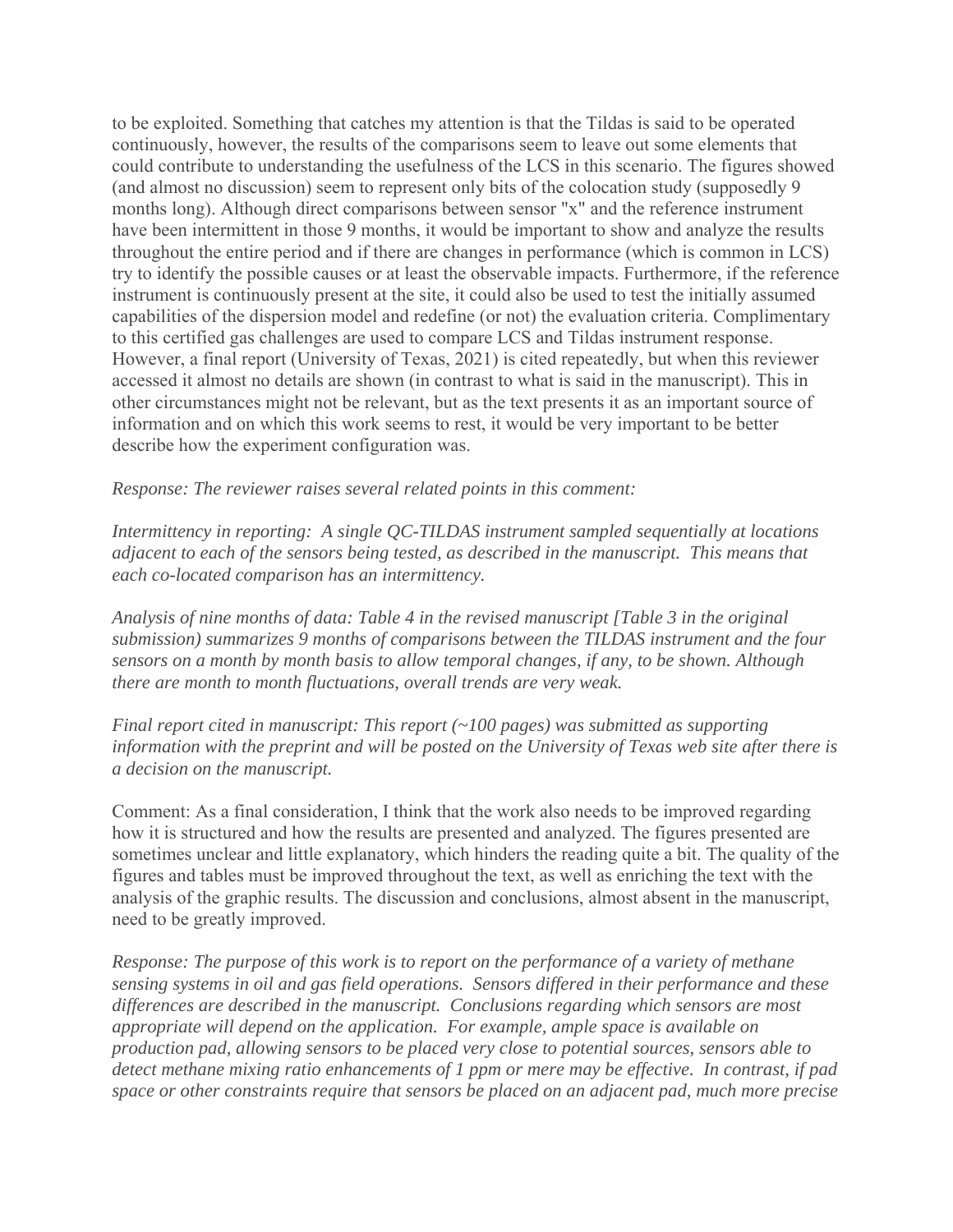to be exploited. Something that catches my attention is that the Tildas is said to be operated continuously, however, the results of the comparisons seem to leave out some elements that could contribute to understanding the usefulness of the LCS in this scenario. The figures showed (and almost no discussion) seem to represent only bits of the colocation study (supposedly 9 months long). Although direct comparisons between sensor "x" and the reference instrument have been intermittent in those 9 months, it would be important to show and analyze the results throughout the entire period and if there are changes in performance (which is common in LCS) try to identify the possible causes or at least the observable impacts. Furthermore, if the reference instrument is continuously present at the site, it could also be used to test the initially assumed capabilities of the dispersion model and redefine (or not) the evaluation criteria. Complimentary to this certified gas challenges are used to compare LCS and Tildas instrument response. However, a final report (University of Texas, 2021) is cited repeatedly, but when this reviewer accessed it almost no details are shown (in contrast to what is said in the manuscript). This in other circumstances might not be relevant, but as the text presents it as an important source of information and on which this work seems to rest, it would be very important to be better describe how the experiment configuration was.

*Response: The reviewer raises several related points in this comment:*

*Intermittency in reporting: A single QC-TILDAS instrument sampled sequentially at locations adjacent to each of the sensors being tested, as described in the manuscript. This means that each co-located comparison has an intermittency.*

*Analysis of nine months of data: Table 4 in the revised manuscript [Table 3 in the original submission) summarizes 9 months of comparisons between the TILDAS instrument and the four sensors on a month by month basis to allow temporal changes, if any, to be shown. Although there are month to month fluctuations, overall trends are very weak.*

*Final report cited in manuscript: This report (~100 pages) was submitted as supporting information with the preprint and will be posted on the University of Texas web site after there is a decision on the manuscript.*

Comment: As a final consideration, I think that the work also needs to be improved regarding how it is structured and how the results are presented and analyzed. The figures presented are sometimes unclear and little explanatory, which hinders the reading quite a bit. The quality of the figures and tables must be improved throughout the text, as well as enriching the text with the analysis of the graphic results. The discussion and conclusions, almost absent in the manuscript, need to be greatly improved.

*Response: The purpose of this work is to report on the performance of a variety of methane sensing systems in oil and gas field operations. Sensors differed in their performance and these differences are described in the manuscript. Conclusions regarding which sensors are most appropriate will depend on the application. For example, ample space is available on production pad, allowing sensors to be placed very close to potential sources, sensors able to detect methane mixing ratio enhancements of 1 ppm or mere may be effective. In contrast, if pad space or other constraints require that sensors be placed on an adjacent pad, much more precise*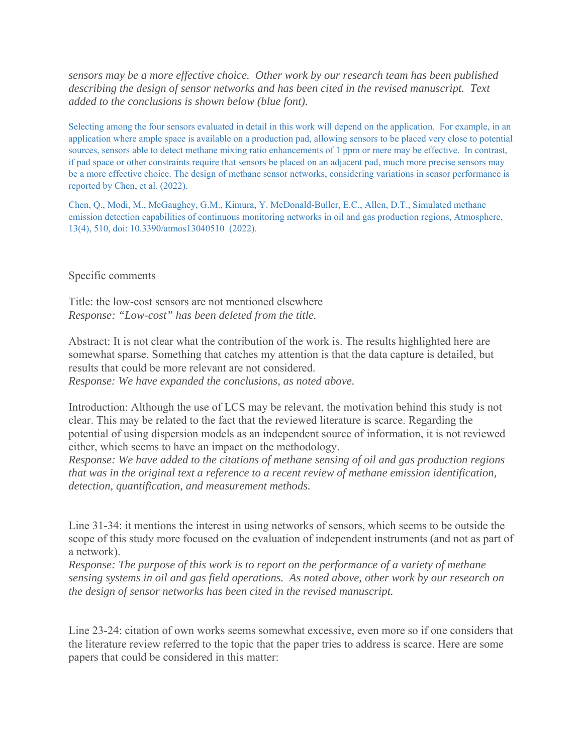*sensors may be a more effective choice. Other work by our research team has been published describing the design of sensor networks and has been cited in the revised manuscript. Text added to the conclusions is shown below (blue font).*

Selecting among the four sensors evaluated in detail in this work will depend on the application. For example, in an application where ample space is available on a production pad, allowing sensors to be placed very close to potential sources, sensors able to detect methane mixing ratio enhancements of 1 ppm or mere may be effective. In contrast, if pad space or other constraints require that sensors be placed on an adjacent pad, much more precise sensors may be a more effective choice. The design of methane sensor networks, considering variations in sensor performance is reported by Chen, et al. (2022).

Chen, Q., Modi, M., McGaughey, G.M., Kimura, Y. McDonald-Buller, E.C., Allen, D.T., Simulated methane emission detection capabilities of continuous monitoring networks in oil and gas production regions, Atmosphere, 13(4), 510, doi: 10.3390/atmos13040510 (2022).

Specific comments

Title: the low-cost sensors are not mentioned elsewhere
*Response: "Low-cost" has been deleted from the title.*

Abstract: It is not clear what the contribution of the work is. The results highlighted here are somewhat sparse. Something that catches my attention is that the data capture is detailed, but results that could be more relevant are not considered.
*Response: We have expanded the conclusions, as noted above.*

Introduction: Although the use of LCS may be relevant, the motivation behind this study is not clear. This may be related to the fact that the reviewed literature is scarce. Regarding the potential of using dispersion models as an independent source of information, it is not reviewed either, which seems to have an impact on the methodology.
*Response: We have added to the citations of methane sensing of oil and gas production regions that was in the original text a reference to a recent review of methane emission identification, detection, quantification, and measurement methods.*

Line 31-34: it mentions the interest in using networks of sensors, which seems to be outside the scope of this study more focused on the evaluation of independent instruments (and not as part of a network).
*Response: The purpose of this work is to report on the performance of a variety of methane sensing systems in oil and gas field operations. As noted above, other work by our research on the design of sensor networks has been cited in the revised manuscript.*

Line 23-24: citation of own works seems somewhat excessive, even more so if one considers that the literature review referred to the topic that the paper tries to address is scarce. Here are some papers that could be considered in this matter: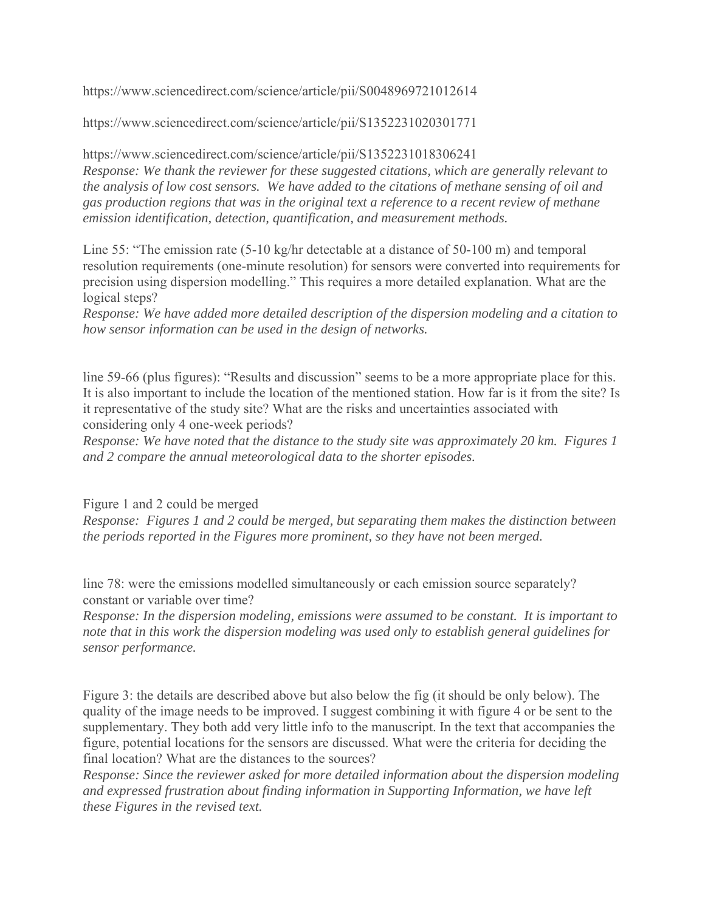https://www.sciencedirect.com/science/article/pii/S0048969721012614

https://www.sciencedirect.com/science/article/pii/S1352231020301771

https://www.sciencedirect.com/science/article/pii/S1352231018306241

*Response: We thank the reviewer for these suggested citations, which are generally relevant to the analysis of low cost sensors. We have added to the citations of methane sensing of oil and gas production regions that was in the original text a reference to a recent review of methane emission identification, detection, quantification, and measurement methods.*

Line 55: "The emission rate (5-10 kg/hr detectable at a distance of 50-100 m) and temporal resolution requirements (one-minute resolution) for sensors were converted into requirements for precision using dispersion modelling." This requires a more detailed explanation. What are the logical steps?

*Response: We have added more detailed description of the dispersion modeling and a citation to how sensor information can be used in the design of networks.*

line 59-66 (plus figures): "Results and discussion" seems to be a more appropriate place for this. It is also important to include the location of the mentioned station. How far is it from the site? Is it representative of the study site? What are the risks and uncertainties associated with considering only 4 one-week periods?

*Response: We have noted that the distance to the study site was approximately 20 km. Figures 1 and 2 compare the annual meteorological data to the shorter episodes.*

Figure 1 and 2 could be merged

*Response: Figures 1 and 2 could be merged, but separating them makes the distinction between the periods reported in the Figures more prominent, so they have not been merged.*

line 78: were the emissions modelled simultaneously or each emission source separately? constant or variable over time?

*Response: In the dispersion modeling, emissions were assumed to be constant. It is important to note that in this work the dispersion modeling was used only to establish general guidelines for sensor performance.*

Figure 3: the details are described above but also below the fig (it should be only below). The quality of the image needs to be improved. I suggest combining it with figure 4 or be sent to the supplementary. They both add very little info to the manuscript. In the text that accompanies the figure, potential locations for the sensors are discussed. What were the criteria for deciding the final location? What are the distances to the sources?

*Response: Since the reviewer asked for more detailed information about the dispersion modeling and expressed frustration about finding information in Supporting Information, we have left these Figures in the revised text.*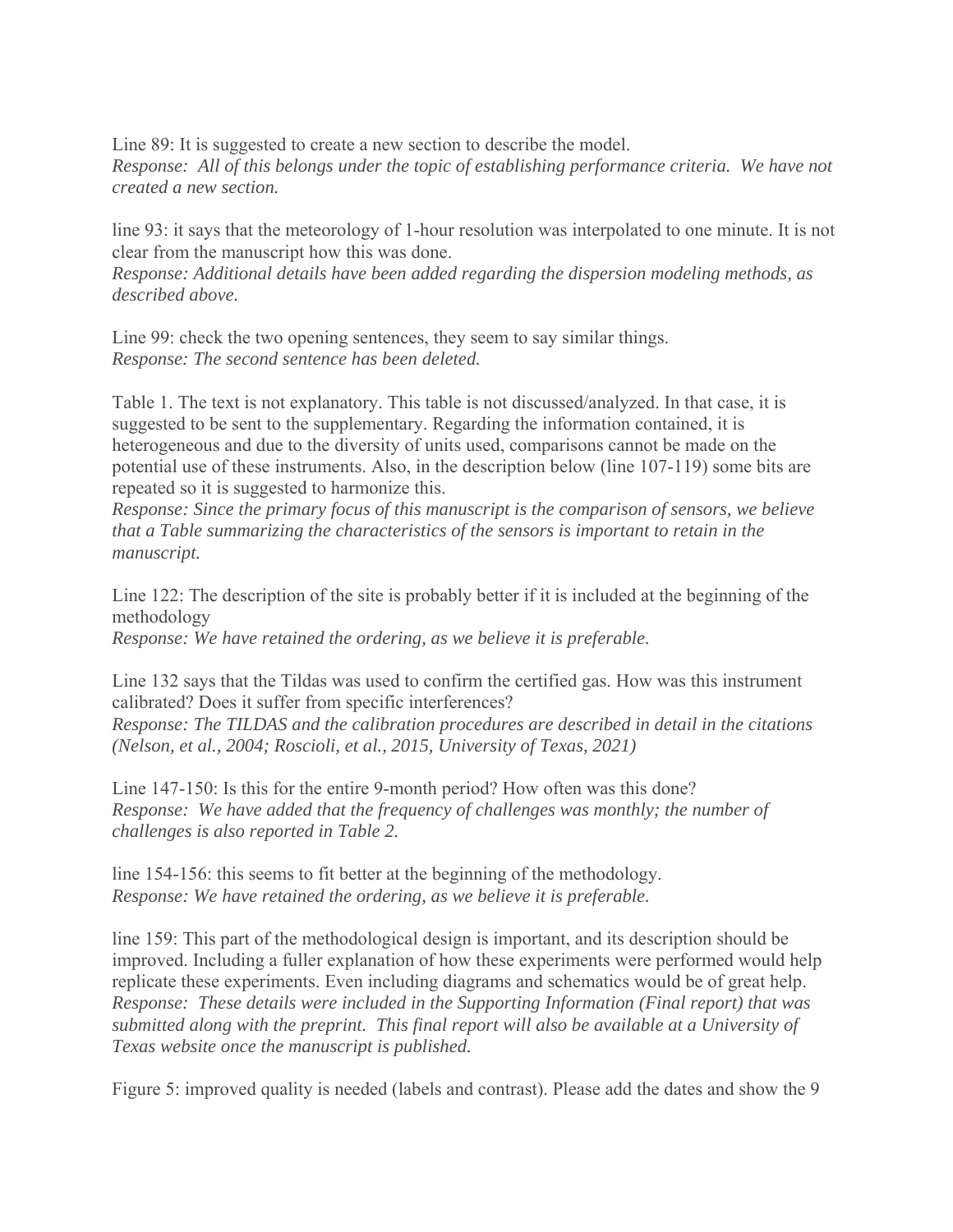Line 89: It is suggested to create a new section to describe the model.
*Response: All of this belongs under the topic of establishing performance criteria. We have not created a new section.*

line 93: it says that the meteorology of 1-hour resolution was interpolated to one minute. It is not clear from the manuscript how this was done.
*Response: Additional details have been added regarding the dispersion modeling methods, as described above.*

Line 99: check the two opening sentences, they seem to say similar things.
*Response: The second sentence has been deleted.*

Table 1. The text is not explanatory. This table is not discussed/analyzed. In that case, it is suggested to be sent to the supplementary. Regarding the information contained, it is heterogeneous and due to the diversity of units used, comparisons cannot be made on the potential use of these instruments. Also, in the description below (line 107-119) some bits are repeated so it is suggested to harmonize this.
*Response: Since the primary focus of this manuscript is the comparison of sensors, we believe that a Table summarizing the characteristics of the sensors is important to retain in the manuscript.*

Line 122: The description of the site is probably better if it is included at the beginning of the methodology
*Response: We have retained the ordering, as we believe it is preferable.*

Line 132 says that the Tildas was used to confirm the certified gas. How was this instrument calibrated? Does it suffer from specific interferences?
*Response: The TILDAS and the calibration procedures are described in detail in the citations (Nelson, et al., 2004; Roscioli, et al., 2015, University of Texas, 2021)*

Line 147-150: Is this for the entire 9-month period? How often was this done?
*Response: We have added that the frequency of challenges was monthly; the number of challenges is also reported in Table 2.*

line 154-156: this seems to fit better at the beginning of the methodology.
*Response: We have retained the ordering, as we believe it is preferable.*

line 159: This part of the methodological design is important, and its description should be improved. Including a fuller explanation of how these experiments were performed would help replicate these experiments. Even including diagrams and schematics would be of great help.
*Response: These details were included in the Supporting Information (Final report) that was submitted along with the preprint. This final report will also be available at a University of Texas website once the manuscript is published.*

Figure 5: improved quality is needed (labels and contrast). Please add the dates and show the 9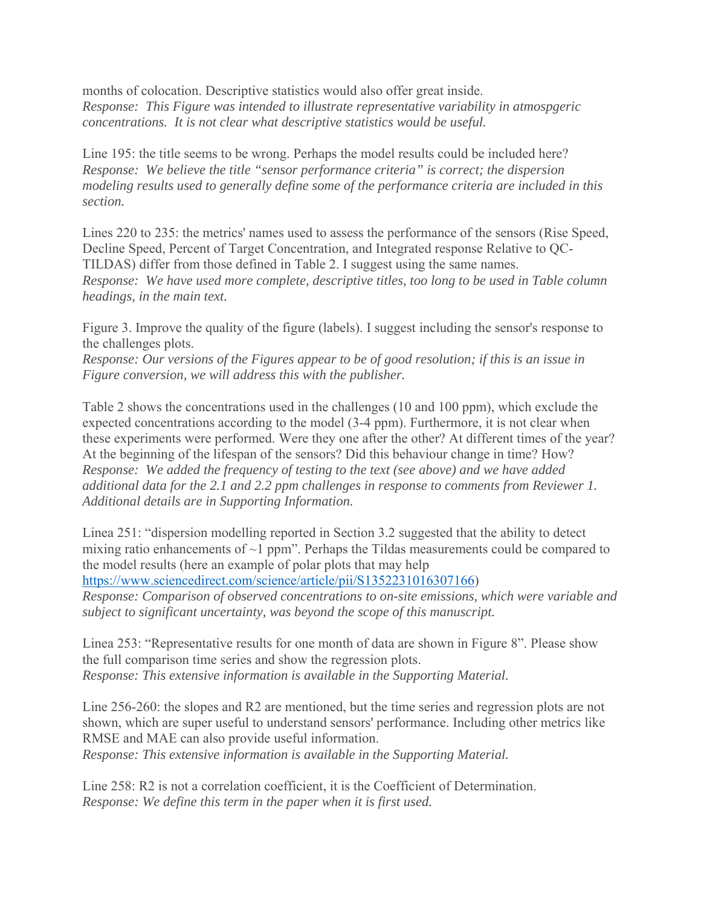months of colocation. Descriptive statistics would also offer great inside.
*Response: This Figure was intended to illustrate representative variability in atmospgeric concentrations. It is not clear what descriptive statistics would be useful.*

Line 195: the title seems to be wrong. Perhaps the model results could be included here?
*Response: We believe the title "sensor performance criteria" is correct; the dispersion modeling results used to generally define some of the performance criteria are included in this section.*

Lines 220 to 235: the metrics' names used to assess the performance of the sensors (Rise Speed, Decline Speed, Percent of Target Concentration, and Integrated response Relative to QC-TILDAS) differ from those defined in Table 2. I suggest using the same names.
*Response: We have used more complete, descriptive titles, too long to be used in Table column headings, in the main text.*

Figure 3. Improve the quality of the figure (labels). I suggest including the sensor's response to the challenges plots.
*Response: Our versions of the Figures appear to be of good resolution; if this is an issue in Figure conversion, we will address this with the publisher.*

Table 2 shows the concentrations used in the challenges (10 and 100 ppm), which exclude the expected concentrations according to the model (3-4 ppm). Furthermore, it is not clear when these experiments were performed. Were they one after the other? At different times of the year? At the beginning of the lifespan of the sensors? Did this behaviour change in time? How?
*Response: We added the frequency of testing to the text (see above) and we have added additional data for the 2.1 and 2.2 ppm challenges in response to comments from Reviewer 1. Additional details are in Supporting Information.*

Linea 251: "dispersion modelling reported in Section 3.2 suggested that the ability to detect mixing ratio enhancements of ~1 ppm". Perhaps the Tildas measurements could be compared to the model results (here an example of polar plots that may help https://www.sciencedirect.com/science/article/pii/S1352231016307166)
*Response: Comparison of observed concentrations to on-site emissions, which were variable and subject to significant uncertainty, was beyond the scope of this manuscript.*

Linea 253: "Representative results for one month of data are shown in Figure 8". Please show the full comparison time series and show the regression plots.
*Response: This extensive information is available in the Supporting Material.*

Line 256-260: the slopes and R2 are mentioned, but the time series and regression plots are not shown, which are super useful to understand sensors' performance. Including other metrics like RMSE and MAE can also provide useful information.
*Response: This extensive information is available in the Supporting Material.*

Line 258: R2 is not a correlation coefficient, it is the Coefficient of Determination.
*Response: We define this term in the paper when it is first used.*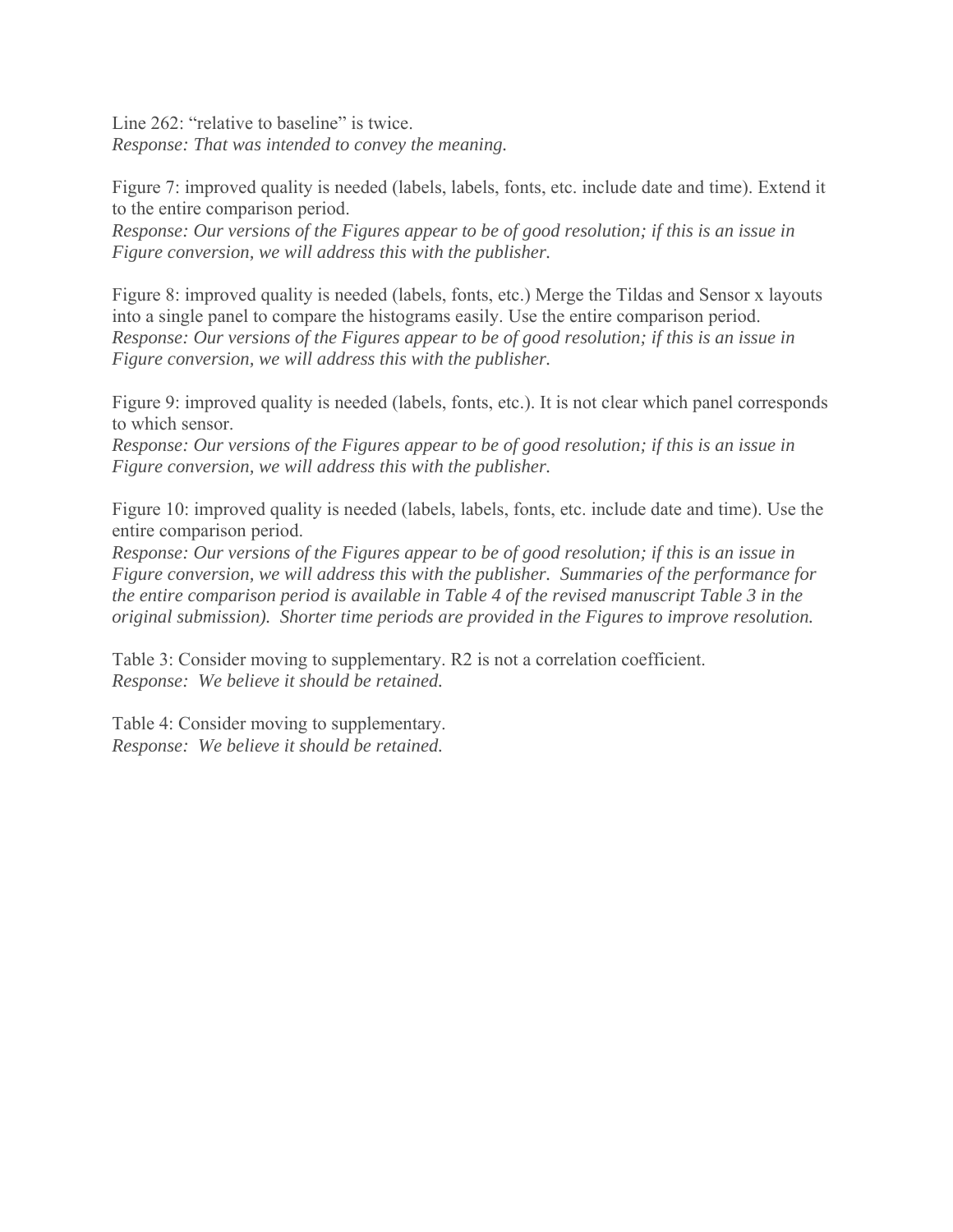Line 262: “relative to baseline” is twice.
*Response: That was intended to convey the meaning.*

Figure 7: improved quality is needed (labels, labels, fonts, etc. include date and time). Extend it to the entire comparison period.
*Response: Our versions of the Figures appear to be of good resolution; if this is an issue in Figure conversion, we will address this with the publisher.*

Figure 8: improved quality is needed (labels, fonts, etc.) Merge the Tildas and Sensor x layouts into a single panel to compare the histograms easily. Use the entire comparison period.
*Response: Our versions of the Figures appear to be of good resolution; if this is an issue in Figure conversion, we will address this with the publisher.*

Figure 9: improved quality is needed (labels, fonts, etc.). It is not clear which panel corresponds to which sensor.
*Response: Our versions of the Figures appear to be of good resolution; if this is an issue in Figure conversion, we will address this with the publisher.*

Figure 10: improved quality is needed (labels, labels, fonts, etc. include date and time). Use the entire comparison period.
*Response: Our versions of the Figures appear to be of good resolution; if this is an issue in Figure conversion, we will address this with the publisher. Summaries of the performance for the entire comparison period is available in Table 4 of the revised manuscript Table 3 in the original submission). Shorter time periods are provided in the Figures to improve resolution.*

Table 3: Consider moving to supplementary. R2 is not a correlation coefficient.
*Response: We believe it should be retained.*

Table 4: Consider moving to supplementary.
*Response: We believe it should be retained.*